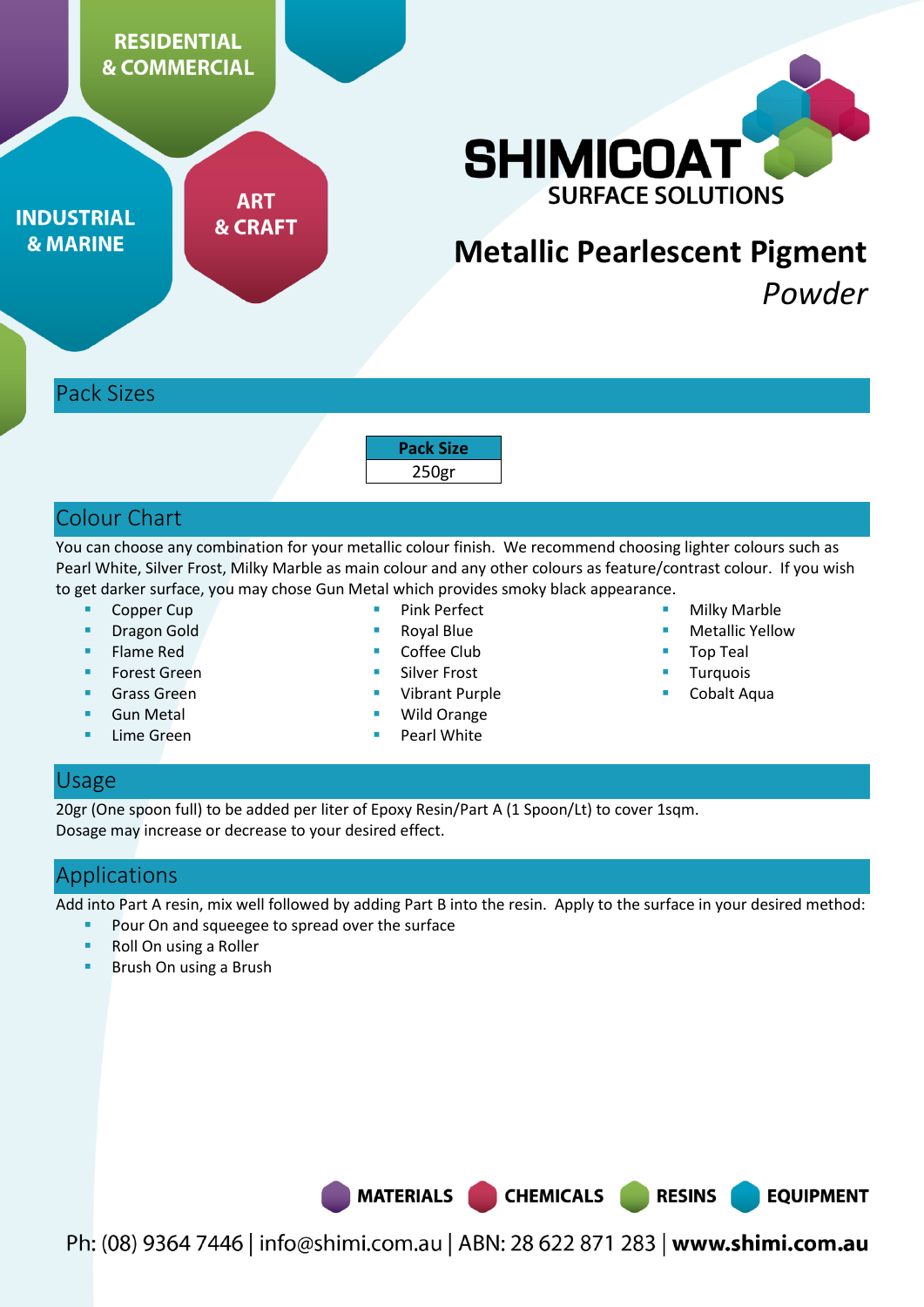RESIDENTIAL & COMMERCIAL

INDUSTRIAL & MARINE

ART & CRAFT

SHIMICOAT
SURFACE SOLUTIONS

# Metallic Pearlescent Pigment

*Powder*

## Pack Sizes

| Pack Size |
|---|
| 250gr |

## Colour Chart

You can choose any combination for your metallic colour finish. We recommend choosing lighter colours such as Pearl White, Silver Frost, Milky Marble as main colour and any other colours as feature/contrast colour. If you wish to get darker surface, you may chose Gun Metal which provides smoky black appearance.

- Copper Cup
- Dragon Gold
- Flame Red
- Forest Green
- Grass Green
- Gun Metal
- Lime Green
- Pink Perfect
- Royal Blue
- Coffee Club
- Silver Frost
- Vibrant Purple
- Wild Orange
- Pearl White
- Milky Marble
- Metallic Yellow
- Top Teal
- Turquois
- Cobalt Aqua

## Usage

20gr (One spoon full) to be added per liter of Epoxy Resin/Part A (1 Spoon/Lt) to cover 1sqm.
Dosage may increase or decrease to your desired effect.

## Applications

Add into Part A resin, mix well followed by adding Part B into the resin. Apply to the surface in your desired method:

- Pour On and squeegee to spread over the surface
- Roll On using a Roller
- Brush On using a Brush

MATERIALS CHEMICALS RESINS EQUIPMENT

Ph: (08) 9364 7446 | info@shimi.com.au | ABN: 28 622 871 283 | **www.shimi.com.au**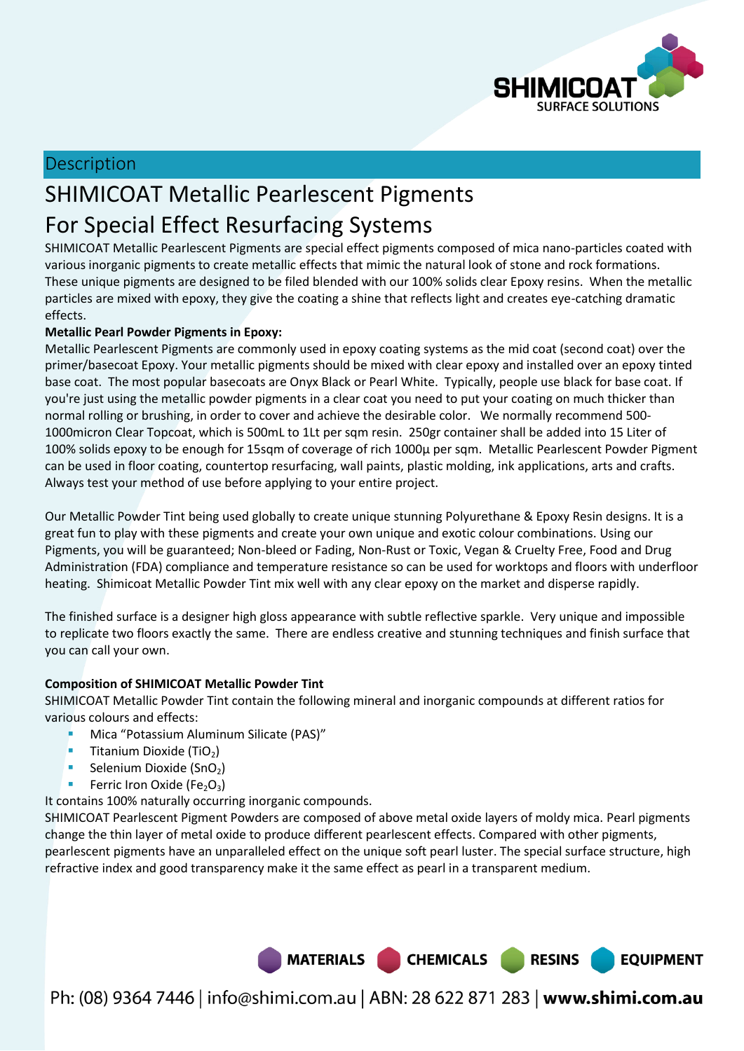## Description

# SHIMICOAT Metallic Pearlescent Pigments

# For Special Effect Resurfacing Systems

SHIMICOAT Metallic Pearlescent Pigments are special effect pigments composed of mica nano-particles coated with various inorganic pigments to create metallic effects that mimic the natural look of stone and rock formations. These unique pigments are designed to be filed blended with our 100% solids clear Epoxy resins. When the metallic particles are mixed with epoxy, they give the coating a shine that reflects light and creates eye-catching dramatic effects.

**Metallic Pearl Powder Pigments in Epoxy:**

Metallic Pearlescent Pigments are commonly used in epoxy coating systems as the mid coat (second coat) over the primer/basecoat Epoxy. Your metallic pigments should be mixed with clear epoxy and installed over an epoxy tinted base coat. The most popular basecoats are Onyx Black or Pearl White. Typically, people use black for base coat. If you're just using the metallic powder pigments in a clear coat you need to put your coating on much thicker than normal rolling or brushing, in order to cover and achieve the desirable color. We normally recommend 500-1000micron Clear Topcoat, which is 500mL to 1Lt per sqm resin. 250gr container shall be added into 15 Liter of 100% solids epoxy to be enough for 15sqm of coverage of rich 1000µ per sqm. Metallic Pearlescent Powder Pigment can be used in floor coating, countertop resurfacing, wall paints, plastic molding, ink applications, arts and crafts. Always test your method of use before applying to your entire project.

Our Metallic Powder Tint being used globally to create unique stunning Polyurethane & Epoxy Resin designs. It is a great fun to play with these pigments and create your own unique and exotic colour combinations. Using our Pigments, you will be guaranteed; Non-bleed or Fading, Non-Rust or Toxic, Vegan & Cruelty Free, Food and Drug Administration (FDA) compliance and temperature resistance so can be used for worktops and floors with underfloor heating. Shimicoat Metallic Powder Tint mix well with any clear epoxy on the market and disperse rapidly.

The finished surface is a designer high gloss appearance with subtle reflective sparkle. Very unique and impossible to replicate two floors exactly the same. There are endless creative and stunning techniques and finish surface that you can call your own.

**Composition of SHIMICOAT Metallic Powder Tint**

SHIMICOAT Metallic Powder Tint contain the following mineral and inorganic compounds at different ratios for various colours and effects:

- Mica "Potassium Aluminum Silicate (PAS)"
- Titanium Dioxide ($TiO_2$)
- Selenium Dioxide ($SnO_2$)
- Ferric Iron Oxide ($Fe_2O_3$)

It contains 100% naturally occurring inorganic compounds.

SHIMICOAT Pearlescent Pigment Powders are composed of above metal oxide layers of moldy mica. Pearl pigments change the thin layer of metal oxide to produce different pearlescent effects. Compared with other pigments, pearlescent pigments have an unparalleled effect on the unique soft pearl luster. The special surface structure, high refractive index and good transparency make it the same effect as pearl in a transparent medium.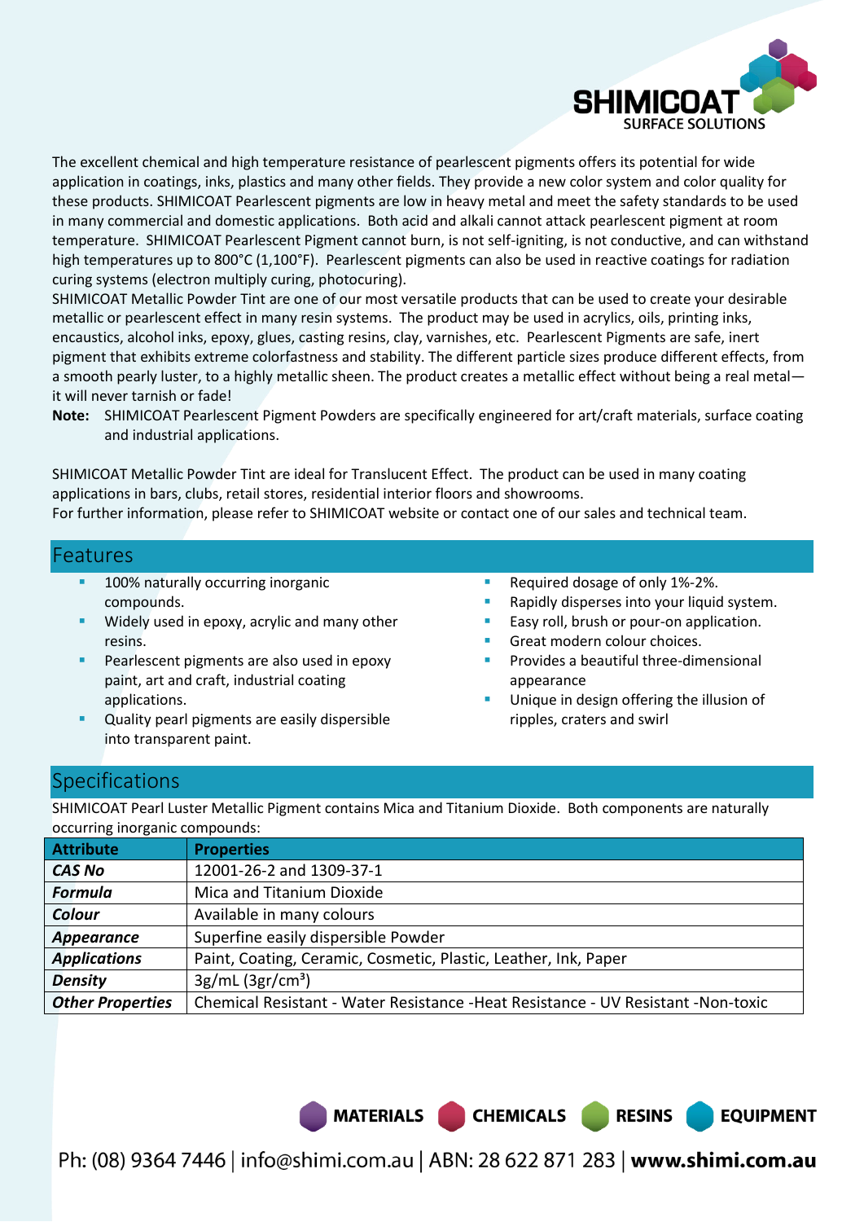The excellent chemical and high temperature resistance of pearlescent pigments offers its potential for wide application in coatings, inks, plastics and many other fields. They provide a new color system and color quality for these products. SHIMICOAT Pearlescent pigments are low in heavy metal and meet the safety standards to be used in many commercial and domestic applications. Both acid and alkali cannot attack pearlescent pigment at room temperature. SHIMICOAT Pearlescent Pigment cannot burn, is not self-igniting, is not conductive, and can withstand high temperatures up to 800°C (1,100°F). Pearlescent pigments can also be used in reactive coatings for radiation curing systems (electron multiply curing, photocuring).

SHIMICOAT Metallic Powder Tint are one of our most versatile products that can be used to create your desirable metallic or pearlescent effect in many resin systems. The product may be used in acrylics, oils, printing inks, encaustics, alcohol inks, epoxy, glues, casting resins, clay, varnishes, etc. Pearlescent Pigments are safe, inert pigment that exhibits extreme colorfastness and stability. The different particle sizes produce different effects, from a smooth pearly luster, to a highly metallic sheen. The product creates a metallic effect without being a real metal—it will never tarnish or fade!

**Note:** SHIMICOAT Pearlescent Pigment Powders are specifically engineered for art/craft materials, surface coating and industrial applications.

SHIMICOAT Metallic Powder Tint are ideal for Translucent Effect. The product can be used in many coating applications in bars, clubs, retail stores, residential interior floors and showrooms.
For further information, please refer to SHIMICOAT website or contact one of our sales and technical team.

## Features

- 100% naturally occurring inorganic compounds.
- Widely used in epoxy, acrylic and many other resins.
- Pearlescent pigments are also used in epoxy paint, art and craft, industrial coating applications.
- Quality pearl pigments are easily dispersible into transparent paint.
- Required dosage of only 1%-2%.
- Rapidly disperses into your liquid system.
- Easy roll, brush or pour-on application.
- Great modern colour choices.
- Provides a beautiful three-dimensional appearance
- Unique in design offering the illusion of ripples, craters and swirl

## Specifications

SHIMICOAT Pearl Luster Metallic Pigment contains Mica and Titanium Dioxide. Both components are naturally occurring inorganic compounds:

| Attribute | Properties |
| --- | --- |
| ***CAS No*** | 12001-26-2 and 1309-37-1 |
| ***Formula*** | Mica and Titanium Dioxide |
| ***Colour*** | Available in many colours |
| ***Appearance*** | Superfine easily dispersible Powder |
| ***Applications*** | Paint, Coating, Ceramic, Cosmetic, Plastic, Leather, Ink, Paper |
| ***Density*** | 3g/mL (3gr/cm$^3$) |
| ***Other Properties*** | Chemical Resistant - Water Resistance -Heat Resistance - UV Resistant -Non-toxic |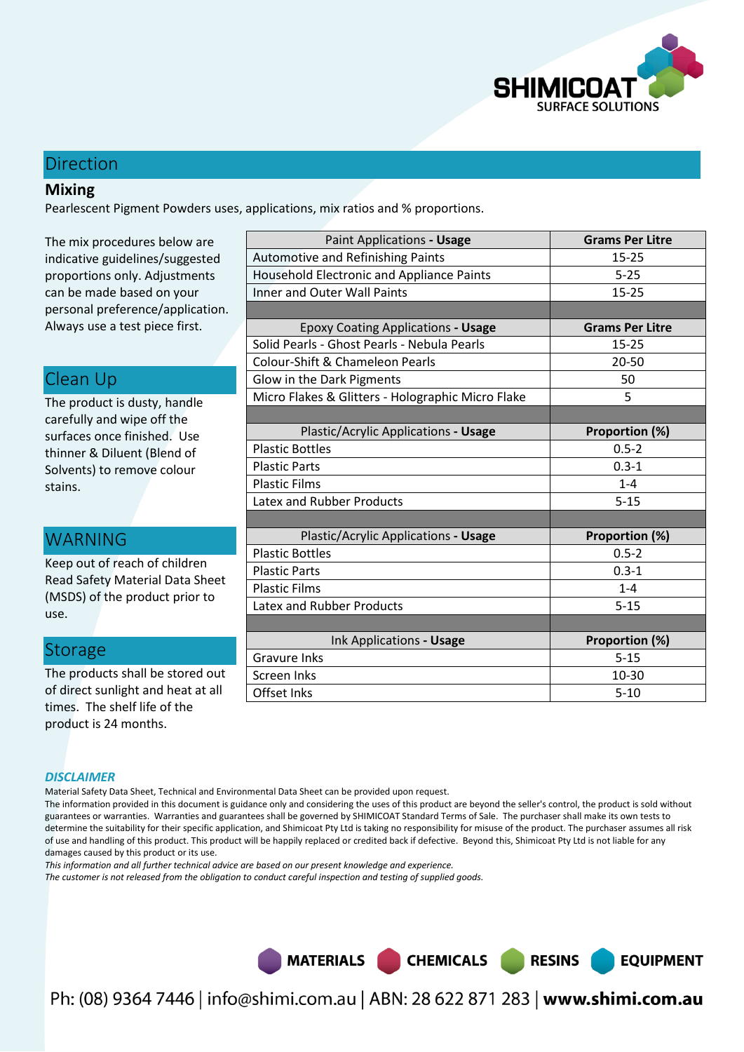## Direction

### Mixing

Pearlescent Pigment Powders uses, applications, mix ratios and % proportions.

The mix procedures below are indicative guidelines/suggested proportions only. Adjustments can be made based on your personal preference/application. Always use a test piece first.

| Paint Applications - **Usage** | **Grams Per Litre** |
|---|---|
| Automotive and Refinishing Paints | 15-25 |
| Household Electronic and Appliance Paints | 5-25 |
| Inner and Outer Wall Paints | 15-25 |
| | |
| Epoxy Coating Applications - **Usage** | **Grams Per Litre** |
| Solid Pearls - Ghost Pearls - Nebula Pearls | 15-25 |
| Colour-Shift & Chameleon Pearls | 20-50 |
| Glow in the Dark Pigments | 50 |
| Micro Flakes & Glitters - Holographic Micro Flake | 5 |
| | |
| Plastic/Acrylic Applications - **Usage** | **Proportion (%)** |
| Plastic Bottles | 0.5-2 |
| Plastic Parts | 0.3-1 |
| Plastic Films | 1-4 |
| Latex and Rubber Products | 5-15 |
| | |
| Plastic/Acrylic Applications - **Usage** | **Proportion (%)** |
| Plastic Bottles | 0.5-2 |
| Plastic Parts | 0.3-1 |
| Plastic Films | 1-4 |
| Latex and Rubber Products | 5-15 |
| | |
| Ink Applications - **Usage** | **Proportion (%)** |
| Gravure Inks | 5-15 |
| Screen Inks | 10-30 |
| Offset Inks | 5-10 |

## Clean Up

The product is dusty, handle carefully and wipe off the surfaces once finished. Use thinner & Diluent (Blend of Solvents) to remove colour stains.

## WARNING

Keep out of reach of children
Read Safety Material Data Sheet (MSDS) of the product prior to use.

## Storage

The products shall be stored out of direct sunlight and heat at all times. The shelf life of the product is 24 months.

***DISCLAIMER***

Material Safety Data Sheet, Technical and Environmental Data Sheet can be provided upon request.
The information provided in this document is guidance only and considering the uses of this product are beyond the seller's control, the product is sold without guarantees or warranties. Warranties and guarantees shall be governed by SHIMICOAT Standard Terms of Sale. The purchaser shall make its own tests to determine the suitability for their specific application, and Shimicoat Pty Ltd is taking no responsibility for misuse of the product. The purchaser assumes all risk of use and handling of this product. This product will be happily replaced or credited back if defective. Beyond this, Shimicoat Pty Ltd is not liable for any damages caused by this product or its use.
*This information and all further technical advice are based on our present knowledge and experience.*
*The customer is not released from the obligation to conduct careful inspection and testing of supplied goods.*

**MATERIALS** **CHEMICALS** **RESINS** **EQUIPMENT**

Ph: (08) 9364 7446 | info@shimi.com.au | ABN: 28 622 871 283 | **www.shimi.com.au**